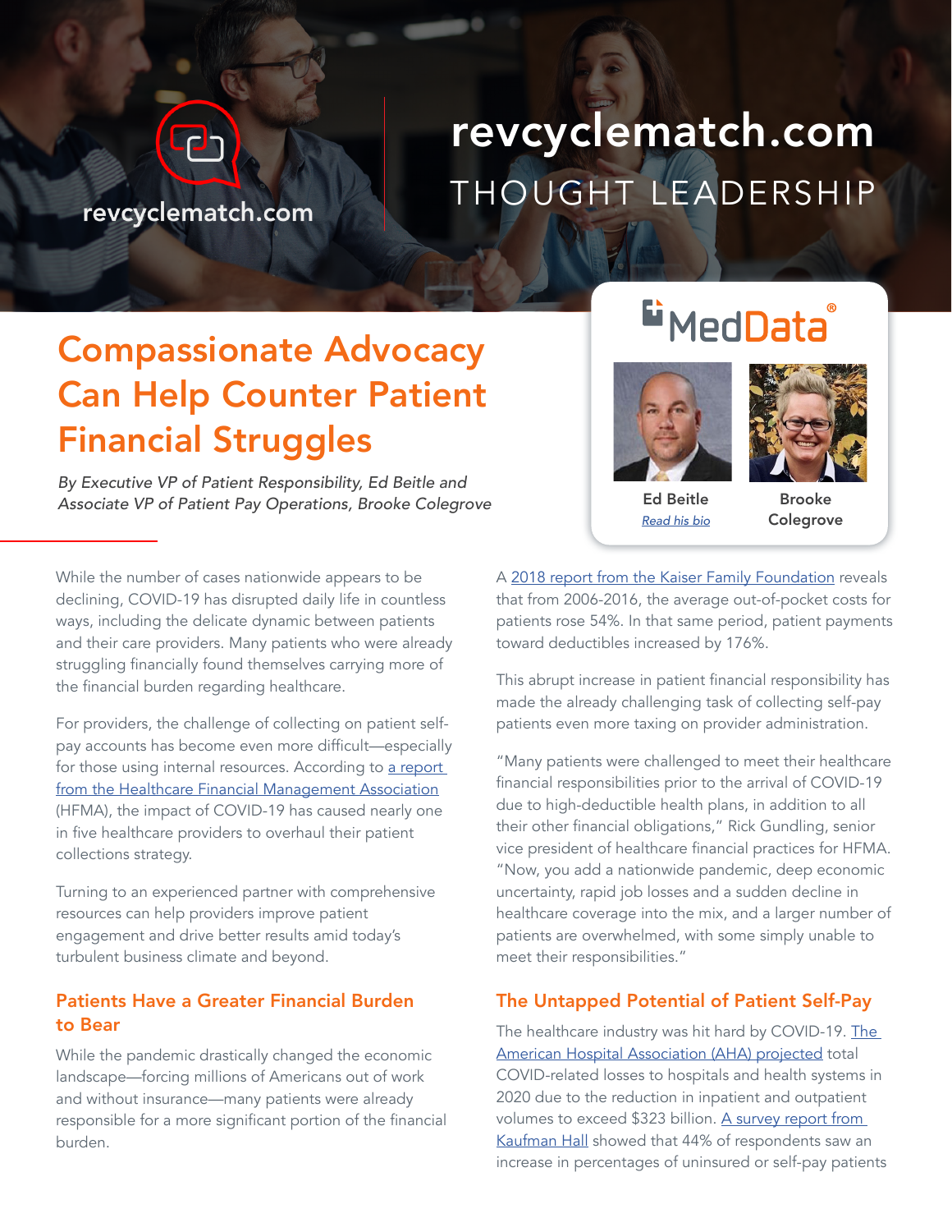revcyclematch.com

# revcyclematch.com THOUGHT LEADERSHIP

# Compassionate Advocacy Can Help Counter Patient Financial Struggles

*By Executive VP of Patient Responsibility, Ed Beitle and Associate VP of Patient Pay Operations, Brooke Colegrove*

MedData®

Ed Beitle
*Read his bio*

Brooke Colegrove

While the number of cases nationwide appears to be declining, COVID-19 has disrupted daily life in countless ways, including the delicate dynamic between patients and their care providers. Many patients who were already struggling financially found themselves carrying more of the financial burden regarding healthcare.

For providers, the challenge of collecting on patient self-pay accounts has become even more difficult—especially for those using internal resources. According to a report from the Healthcare Financial Management Association (HFMA), the impact of COVID-19 has caused nearly one in five healthcare providers to overhaul their patient collections strategy.

Turning to an experienced partner with comprehensive resources can help providers improve patient engagement and drive better results amid today's turbulent business climate and beyond.

## Patients Have a Greater Financial Burden to Bear

While the pandemic drastically changed the economic landscape—forcing millions of Americans out of work and without insurance—many patients were already responsible for a more significant portion of the financial burden.

A 2018 report from the Kaiser Family Foundation reveals that from 2006-2016, the average out-of-pocket costs for patients rose 54%. In that same period, patient payments toward deductibles increased by 176%.

This abrupt increase in patient financial responsibility has made the already challenging task of collecting self-pay patients even more taxing on provider administration.

"Many patients were challenged to meet their healthcare financial responsibilities prior to the arrival of COVID-19 due to high-deductible health plans, in addition to all their other financial obligations," Rick Gundling, senior vice president of healthcare financial practices for HFMA. "Now, you add a nationwide pandemic, deep economic uncertainty, rapid job losses and a sudden decline in healthcare coverage into the mix, and a larger number of patients are overwhelmed, with some simply unable to meet their responsibilities."

## The Untapped Potential of Patient Self-Pay

The healthcare industry was hit hard by COVID-19. The American Hospital Association (AHA) projected total COVID-related losses to hospitals and health systems in 2020 due to the reduction in inpatient and outpatient volumes to exceed $323 billion. A survey report from Kaufman Hall showed that 44% of respondents saw an increase in percentages of uninsured or self-pay patients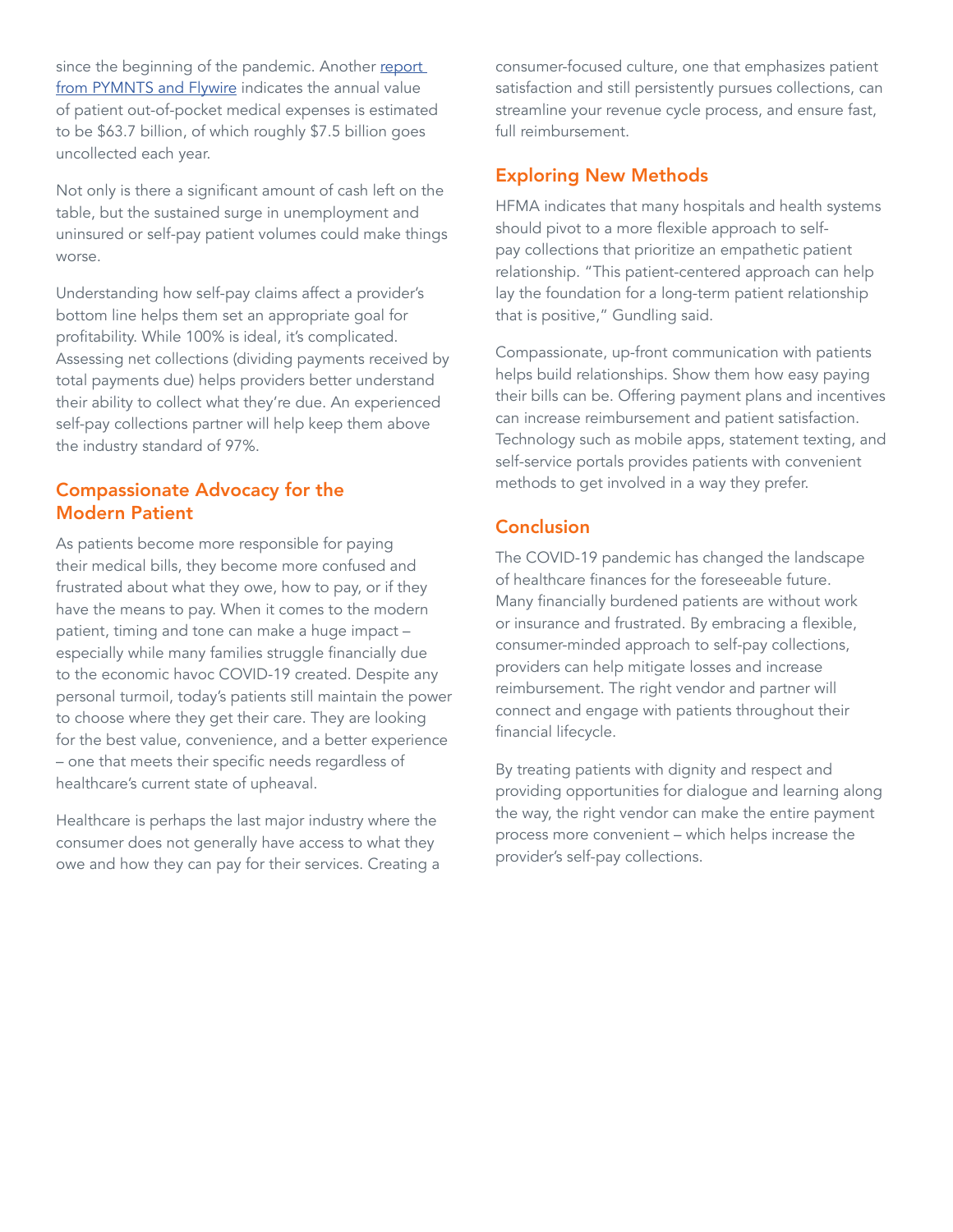since the beginning of the pandemic. Another [report from PYMNTS and Flywire] indicates the annual value of patient out-of-pocket medical expenses is estimated to be $63.7 billion, of which roughly $7.5 billion goes uncollected each year.

Not only is there a significant amount of cash left on the table, but the sustained surge in unemployment and uninsured or self-pay patient volumes could make things worse.

Understanding how self-pay claims affect a provider's bottom line helps them set an appropriate goal for profitability. While 100% is ideal, it's complicated. Assessing net collections (dividing payments received by total payments due) helps providers better understand their ability to collect what they're due. An experienced self-pay collections partner will help keep them above the industry standard of 97%.

## Compassionate Advocacy for the Modern Patient

As patients become more responsible for paying their medical bills, they become more confused and frustrated about what they owe, how to pay, or if they have the means to pay. When it comes to the modern patient, timing and tone can make a huge impact – especially while many families struggle financially due to the economic havoc COVID-19 created. Despite any personal turmoil, today's patients still maintain the power to choose where they get their care. They are looking for the best value, convenience, and a better experience – one that meets their specific needs regardless of healthcare's current state of upheaval.

Healthcare is perhaps the last major industry where the consumer does not generally have access to what they owe and how they can pay for their services. Creating a consumer-focused culture, one that emphasizes patient satisfaction and still persistently pursues collections, can streamline your revenue cycle process, and ensure fast, full reimbursement.

## Exploring New Methods

HFMA indicates that many hospitals and health systems should pivot to a more flexible approach to self-pay collections that prioritize an empathetic patient relationship. "This patient-centered approach can help lay the foundation for a long-term patient relationship that is positive," Gundling said.

Compassionate, up-front communication with patients helps build relationships. Show them how easy paying their bills can be. Offering payment plans and incentives can increase reimbursement and patient satisfaction. Technology such as mobile apps, statement texting, and self-service portals provides patients with convenient methods to get involved in a way they prefer.

## Conclusion

The COVID-19 pandemic has changed the landscape of healthcare finances for the foreseeable future. Many financially burdened patients are without work or insurance and frustrated. By embracing a flexible, consumer-minded approach to self-pay collections, providers can help mitigate losses and increase reimbursement. The right vendor and partner will connect and engage with patients throughout their financial lifecycle.

By treating patients with dignity and respect and providing opportunities for dialogue and learning along the way, the right vendor can make the entire payment process more convenient – which helps increase the provider's self-pay collections.